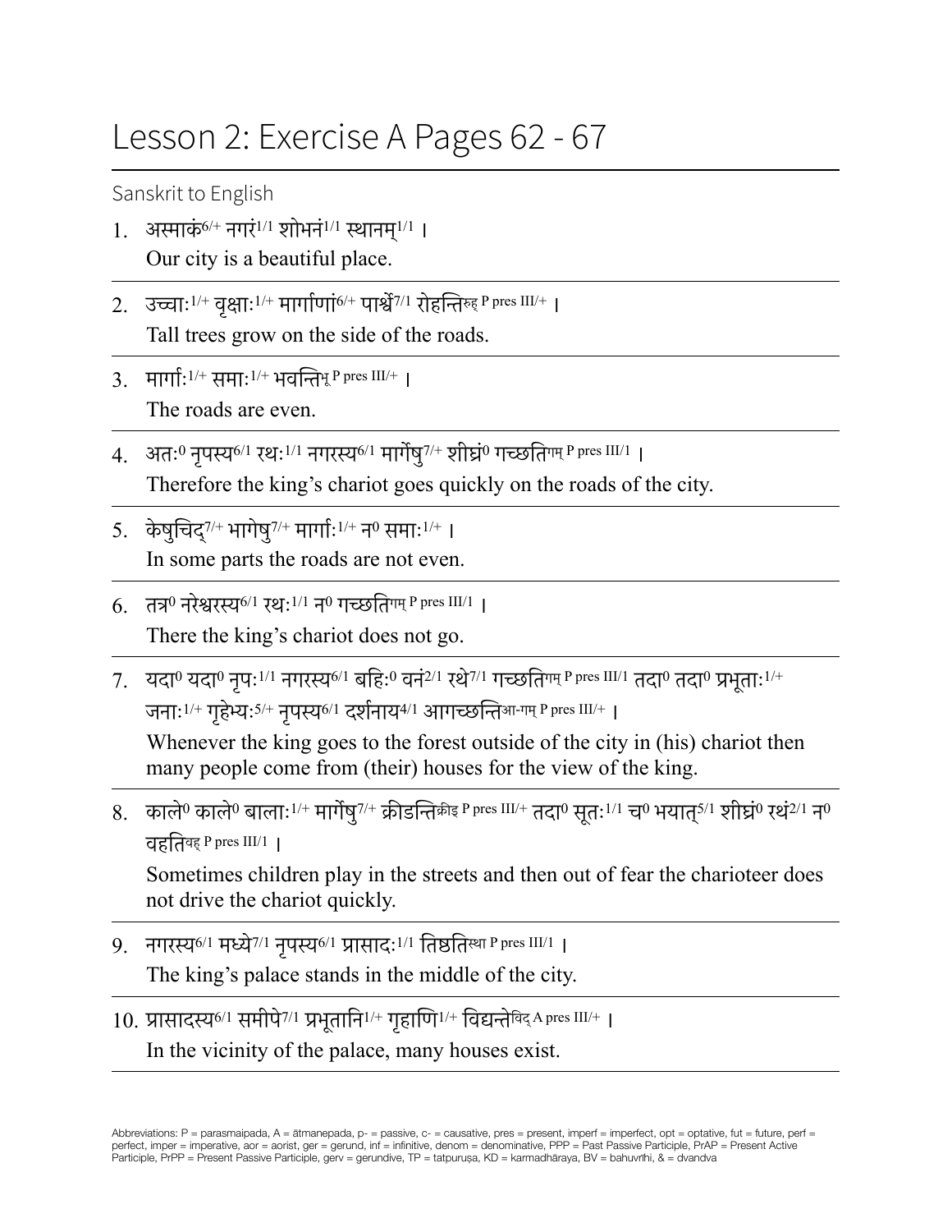# Lesson 2: Exercise A Pages 62 - 67

Sanskrit to English

1. अस्माकं[6/+] नगरं[1/1] शोभनं[1/1] स्थानम्[1/1] ।
   Our city is a beautiful place.

2. उच्चाः[1/+] वृक्षाः[1/+] मार्गाणां[6/+] पार्श्वे[7/1] रोहन्ति[रुह् P pres III/+] ।
   Tall trees grow on the side of the roads.

3. मार्गाः[1/+] समाः[1/+] भवन्ति[भू P pres III/+] ।
   The roads are even.

4. अतः[0] नृपस्य[6/1] रथः[1/1] नगरस्य[6/1] मार्गेषु[7/+] शीघ्रं[0] गच्छति[गम् P pres III/1] ।
   Therefore the king's chariot goes quickly on the roads of the city.

5. केषुचिद्[7/+] भागेषु[7/+] मार्गाः[1/+] न[0] समाः[1/+] ।
   In some parts the roads are not even.

6. तत्र[0] नरेश्वरस्य[6/1] रथः[1/1] न[0] गच्छति[गम् P pres III/1] ।
   There the king's chariot does not go.

7. यदा[0] यदा[0] नृपः[1/1] नगरस्य[6/1] बहिः[0] वनं[2/1] रथे[7/1] गच्छति[गम् P pres III/1] तदा[0] तदा[0] प्रभूताः[1/+] जनाः[1/+] गृहेभ्यः[5/+] नृपस्य[6/1] दर्शनाय[4/1] आगच्छन्ति[आ-गम् P pres III/+] ।
   Whenever the king goes to the forest outside of the city in (his) chariot then many people come from (their) houses for the view of the king.

8. काले[0] काले[0] बालाः[1/+] मार्गेषु[7/+] क्रीडन्ति[क्रीड् P pres III/+] तदा[0] सूतः[1/1] च[0] भयात्[5/1] शीघ्रं[0] रथं[2/1] न[0] वहति[वह् P pres III/1] ।
   Sometimes children play in the streets and then out of fear the charioteer does not drive the chariot quickly.

9. नगरस्य[6/1] मध्ये[7/1] नृपस्य[6/1] प्रासादः[1/1] तिष्ठति[स्था P pres III/1] ।
   The king's palace stands in the middle of the city.

10. प्रासादस्य[6/1] समीपे[7/1] प्रभूतानि[1/+] गृहाणि[1/+] विद्यन्ते[विद् A pres III/+] ।
    In the vicinity of the palace, many houses exist.

Abbreviations: P = parasmaipada, A = ātmanepada, p- = passive, c- = causative, pres = present, imperf = imperfect, opt = optative, fut = future, perf = perfect, imper = imperative, aor = aorist, ger = gerund, inf = infinitive, denom = denominative, PPP = Past Passive Participle, PrAP = Present Active Participle, PrPP = Present Passive Participle, gerv = gerundive, TP = tatpuruṣa, KD = karmadhāraya, BV = bahuvrīhi, & = dvandva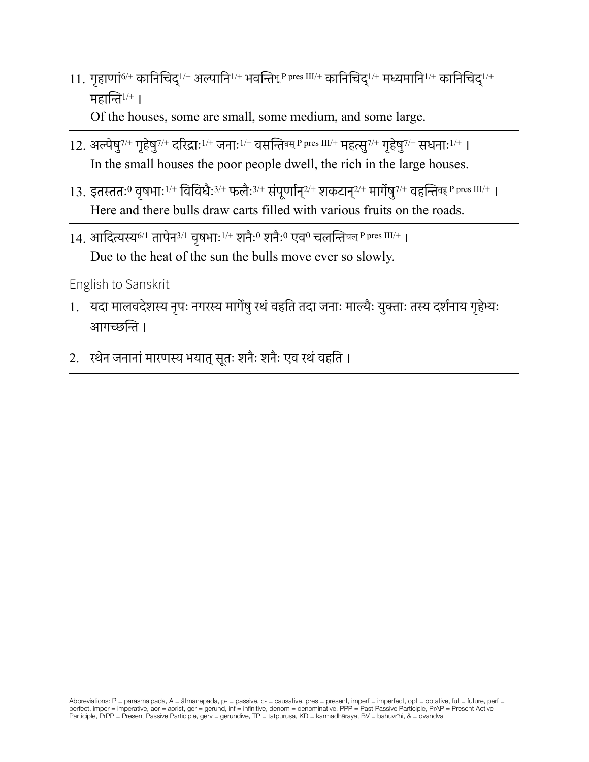11. गृहाणां[6/+] कानिचिद्[1/+] अल्पानि[1/+] भवन्ति[भू P pres III/+] कानिचिद्[1/+] मध्यमानि[1/+] कानिचिद्[1/+] महान्ति[1/+] ।

    Of the houses, some are small, some medium, and some large.

12. अल्पेषु[7/+] गृहेषु[7/+] दरिद्राः[1/+] जनाः[1/+] वसन्ति[वस् P pres III/+] महत्सु[7/+] गृहेषु[7/+] सधनाः[1/+] ।

    In the small houses the poor people dwell, the rich in the large houses.

13. इतस्ततः[0] वृषभाः[1/+] विविधैः[3/+] फलैः[3/+] संपूर्णान्[2/+] शकटान्[2/+] मार्गेषु[7/+] वहन्ति[वह् P pres III/+] ।

    Here and there bulls draw carts filled with various fruits on the roads.

14. आदित्यस्य[6/1] तापेन[3/1] वृषभाः[1/+] शनैः[0] शनैः[0] एव[0] चलन्ति[चल् P pres III/+] ।

    Due to the heat of the sun the bulls move ever so slowly.

English to Sanskrit

1. यदा मालवदेशस्य नृपः नगरस्य मार्गेषु रथं वहति तदा जनाः माल्यैः युक्ताः तस्य दर्शनाय गृहेभ्यः आगच्छन्ति ।

2. रथेन जनानां मारणस्य भयात् सूतः शनैः शनैः एव रथं वहति ।

Abbreviations: P = parasmaipada, A = ātmanepada, p- = passive, c- = causative, pres = present, imperf = imperfect, opt = optative, fut = future, perf = perfect, imper = imperative, aor = aorist, ger = gerund, inf = infinitive, denom = denominative, PPP = Past Passive Participle, PrAP = Present Active Participle, PrPP = Present Passive Participle, gerv = gerundive, TP = tatpuruṣa, KD = karmadhāraya, BV = bahuvrīhi, & = dvandva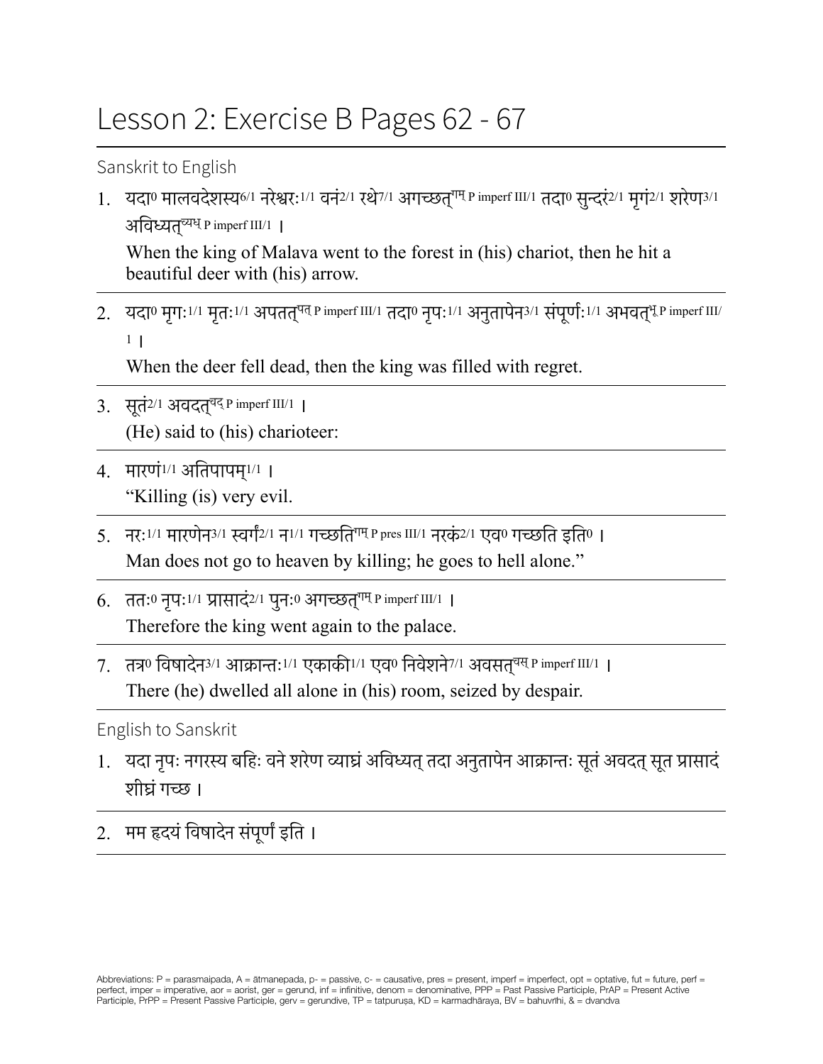# Lesson 2: Exercise B Pages 62 - 67

Sanskrit to English

1. यदा⁰ मालवदेशस्य6/1 नरेश्वरः1/1 वनं2/1 रथे7/1 अगच्छत्गम् P imperf III/1 तदा0 सुन्दरं2/1 मृगं2/1 शरेण3/1 अविध्यत्व्यध् P imperf III/1 ।

   When the king of Malava went to the forest in (his) chariot, then he hit a beautiful deer with (his) arrow.

2. यदा0 मृगः1/1 मृतः1/1 अपतत्पत् P imperf III/1 तदा0 नृपः1/1 अनुतापेन3/1 संपूर्णः1/1 अभवत्भू P imperf III/1 ।

   When the deer fell dead, then the king was filled with regret.

3. सूतं2/1 अवदत्वद् P imperf III/1 ।

   (He) said to (his) charioteer:

4. मारणं1/1 अतिपापम्1/1 ।

   "Killing (is) very evil.

5. नरः1/1 मारणेन3/1 स्वर्गं2/1 न1/1 गच्छतिगम् P pres III/1 नरकं2/1 एव0 गच्छति इति0 ।

   Man does not go to heaven by killing; he goes to hell alone."

6. ततः0 नृपः1/1 प्रासादं2/1 पुनः0 अगच्छत्गम् P imperf III/1 ।

   Therefore the king went again to the palace.

7. तत्र0 विषादेन3/1 आक्रान्तः1/1 एकाकी1/1 एव0 निवेशने7/1 अवसत्वस् P imperf III/1 ।

   There (he) dwelled all alone in (his) room, seized by despair.

English to Sanskrit

1. यदा नृपः नगरस्य बहिः वने शरेण व्याघ्रं अविध्यत् तदा अनुतापेन आक्रान्तः सूतं अवदत् सूत प्रासादं शीघ्रं गच्छ ।

2. मम हृदयं विषादेन संपूर्णं इति ।

Abbreviations: P = parasmaipada, A = ātmanepada, p- = passive, c- = causative, pres = present, imperf = imperfect, opt = optative, fut = future, perf = perfect, imper = imperative, aor = aorist, ger = gerund, inf = infinitive, denom = denominative, PPP = Past Passive Participle, PrAP = Present Active Participle, PrPP = Present Passive Participle, gerv = gerundive, TP = tatpuruṣa, KD = karmadhāraya, BV = bahuvrīhi, & = dvandva